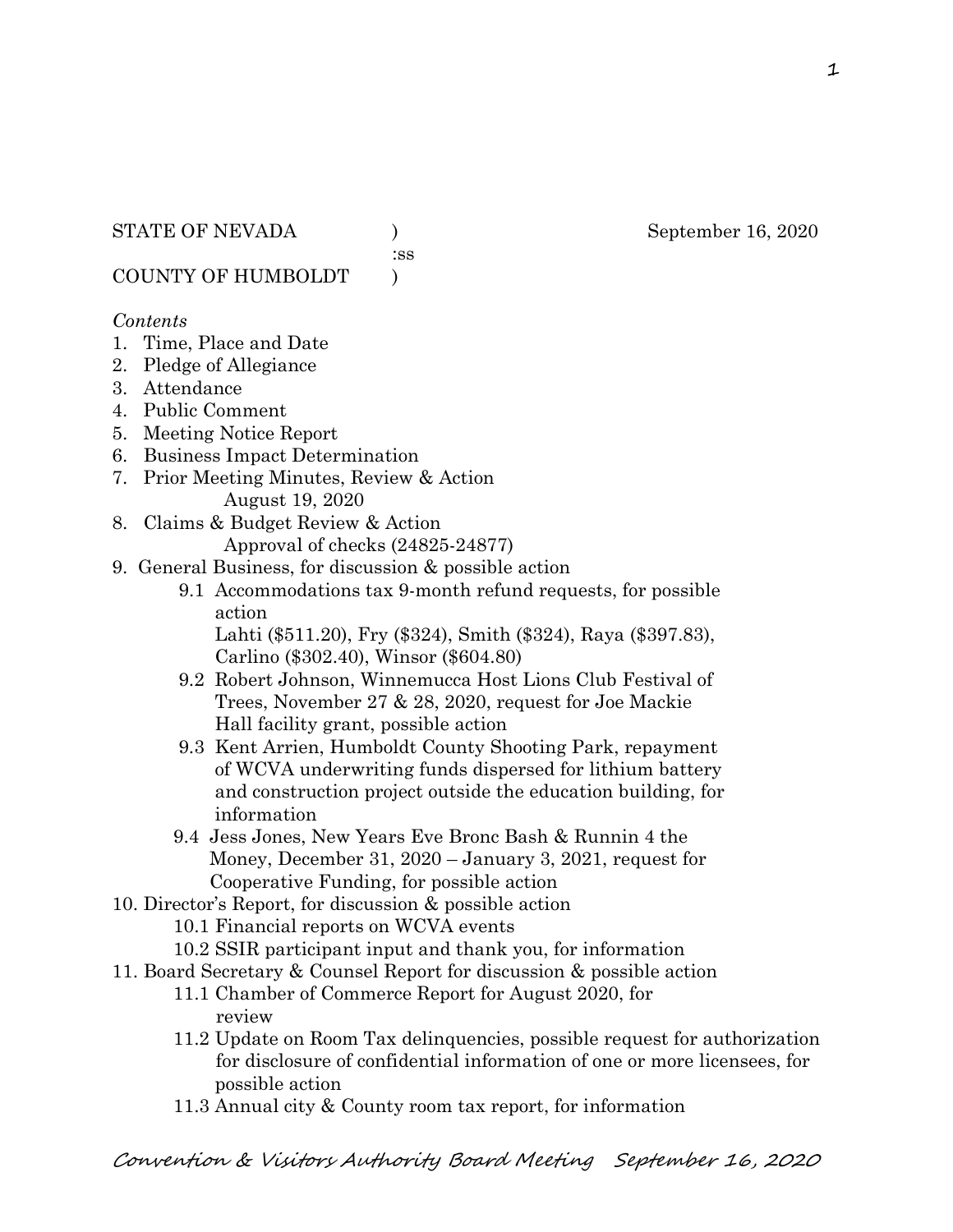STATE OF NEVADA ) September 16, 2020

:ss

COUNTY OF HUMBOLDT )

*Contents*

1. Time, Place and Date
2. Pledge of Allegiance
3. Attendance
4. Public Comment
5. Meeting Notice Report
6. Business Impact Determination
7. Prior Meeting Minutes, Review & Action
   August 19, 2020
8. Claims & Budget Review & Action
   Approval of checks (24825-24877)
9. General Business, for discussion & possible action
   - 9.1 Accommodations tax 9-month refund requests, for possible action
     Lahti ($511.20), Fry ($324), Smith ($324), Raya ($397.83), Carlino ($302.40), Winsor ($604.80)
   - 9.2 Robert Johnson, Winnemucca Host Lions Club Festival of Trees, November 27 & 28, 2020, request for Joe Mackie Hall facility grant, possible action
   - 9.3 Kent Arrien, Humboldt County Shooting Park, repayment of WCVA underwriting funds dispersed for lithium battery and construction project outside the education building, for information
   - 9.4 Jess Jones, New Years Eve Bronc Bash & Runnin 4 the Money, December 31, 2020 – January 3, 2021, request for Cooperative Funding, for possible action
10. Director's Report, for discussion & possible action
    - 10.1 Financial reports on WCVA events
    - 10.2 SSIR participant input and thank you, for information
11. Board Secretary & Counsel Report for discussion & possible action
    - 11.1 Chamber of Commerce Report for August 2020, for review
    - 11.2 Update on Room Tax delinquencies, possible request for authorization for disclosure of confidential information of one or more licensees, for possible action
    - 11.3 Annual city & County room tax report, for information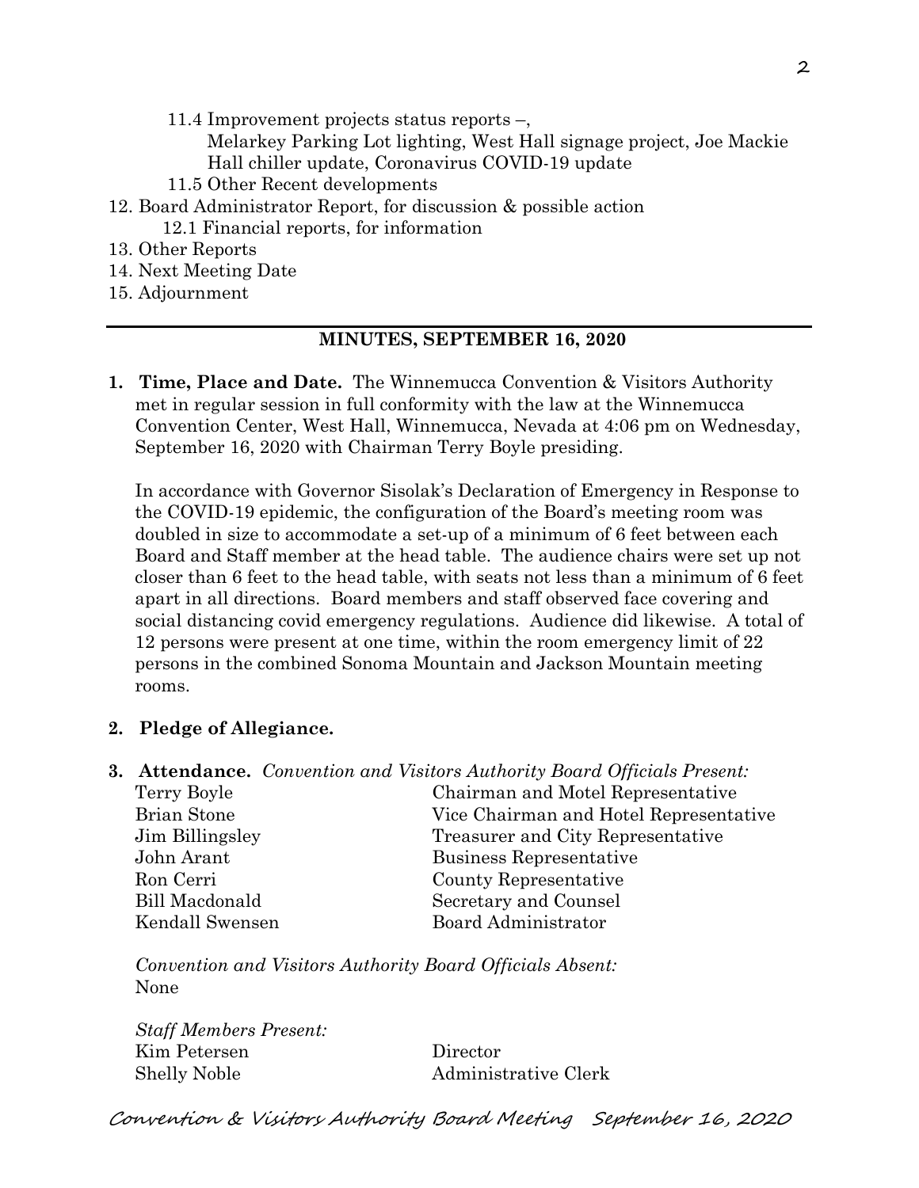- 11.4 Improvement projects status reports –,
     Melarkey Parking Lot lighting, West Hall signage project, Joe Mackie Hall chiller update, Coronavirus COVID-19 update
   - 11.5 Other Recent developments
12. Board Administrator Report, for discussion & possible action
    - 12.1 Financial reports, for information
13. Other Reports
14. Next Meeting Date
15. Adjournment

---

## MINUTES, SEPTEMBER 16, 2020

1. **Time, Place and Date.** The Winnemucca Convention & Visitors Authority met in regular session in full conformity with the law at the Winnemucca Convention Center, West Hall, Winnemucca, Nevada at 4:06 pm on Wednesday, September 16, 2020 with Chairman Terry Boyle presiding.

   In accordance with Governor Sisolak's Declaration of Emergency in Response to the COVID-19 epidemic, the configuration of the Board's meeting room was doubled in size to accommodate a set-up of a minimum of 6 feet between each Board and Staff member at the head table. The audience chairs were set up not closer than 6 feet to the head table, with seats not less than a minimum of 6 feet apart in all directions. Board members and staff observed face covering and social distancing covid emergency regulations. Audience did likewise. A total of 12 persons were present at one time, within the room emergency limit of 22 persons in the combined Sonoma Mountain and Jackson Mountain meeting rooms.

2. **Pledge of Allegiance.**

3. **Attendance.** *Convention and Visitors Authority Board Officials Present:*

| | |
|---|---|
| Terry Boyle | Chairman and Motel Representative |
| Brian Stone | Vice Chairman and Hotel Representative |
| Jim Billingsley | Treasurer and City Representative |
| John Arant | Business Representative |
| Ron Cerri | County Representative |
| Bill Macdonald | Secretary and Counsel |
| Kendall Swensen | Board Administrator |

   *Convention and Visitors Authority Board Officials Absent:*
   None

   *Staff Members Present:*

| | |
|---|---|
| Kim Petersen | Director |
| Shelly Noble | Administrative Clerk |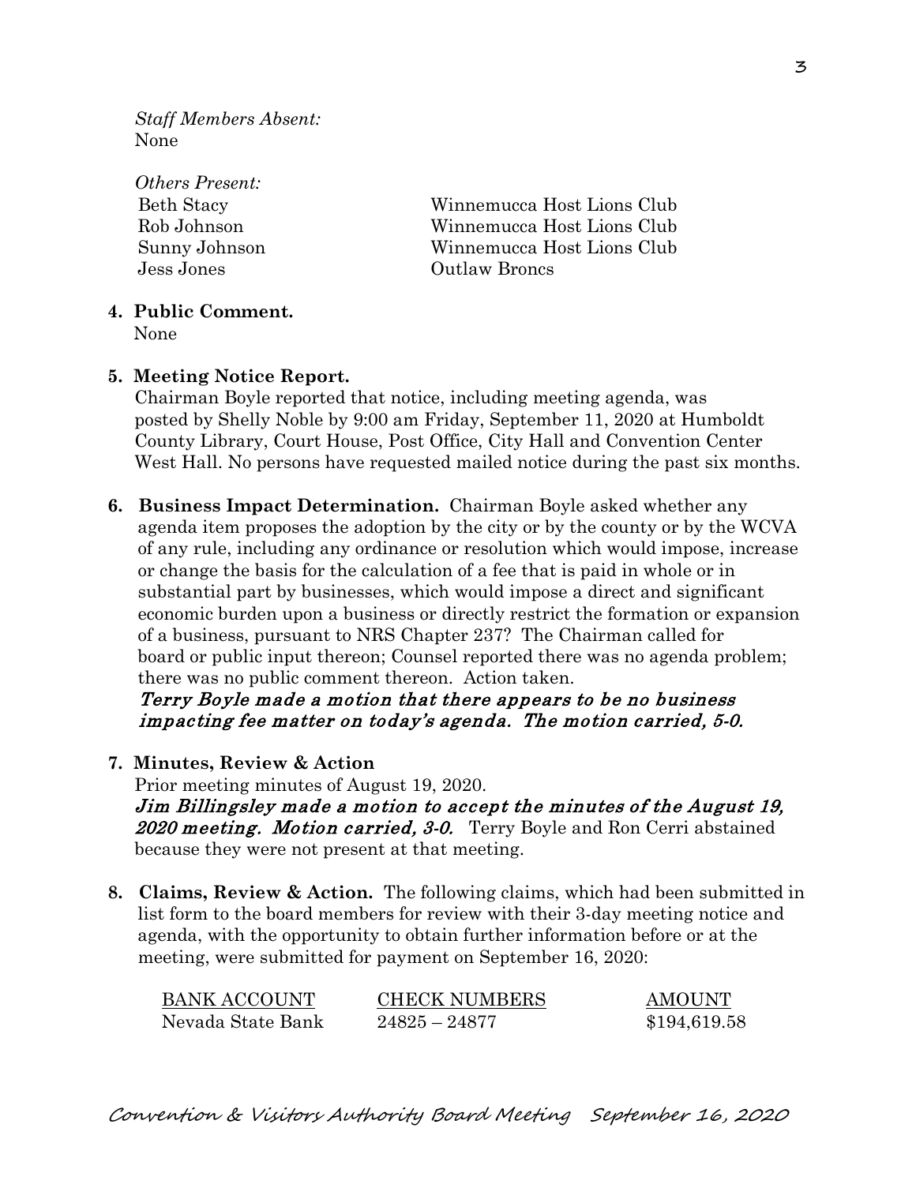*Staff Members Absent:*
None

*Others Present:*

| | |
|---|---|
| Beth Stacy | Winnemucca Host Lions Club |
| Rob Johnson | Winnemucca Host Lions Club |
| Sunny Johnson | Winnemucca Host Lions Club |
| Jess Jones | Outlaw Broncs |

**4. Public Comment.**
None

**5. Meeting Notice Report.**
Chairman Boyle reported that notice, including meeting agenda, was posted by Shelly Noble by 9:00 am Friday, September 11, 2020 at Humboldt County Library, Court House, Post Office, City Hall and Convention Center West Hall. No persons have requested mailed notice during the past six months.

**6. Business Impact Determination.** Chairman Boyle asked whether any agenda item proposes the adoption by the city or by the county or by the WCVA of any rule, including any ordinance or resolution which would impose, increase or change the basis for the calculation of a fee that is paid in whole or in substantial part by businesses, which would impose a direct and significant economic burden upon a business or directly restrict the formation or expansion of a business, pursuant to NRS Chapter 237? The Chairman called for board or public input thereon; Counsel reported there was no agenda problem; there was no public comment thereon. Action taken.
*Terry Boyle made a motion that there appears to be no business impacting fee matter on today's agenda. The motion carried, 5-0.*

**7. Minutes, Review & Action**
Prior meeting minutes of August 19, 2020.
*Jim Billingsley made a motion to accept the minutes of the August 19, 2020 meeting. Motion carried, 3-0.* Terry Boyle and Ron Cerri abstained because they were not present at that meeting.

**8. Claims, Review & Action.** The following claims, which had been submitted in list form to the board members for review with their 3-day meeting notice and agenda, with the opportunity to obtain further information before or at the meeting, were submitted for payment on September 16, 2020:

| BANK ACCOUNT | CHECK NUMBERS | AMOUNT |
|---|---|---|
| Nevada State Bank | 24825 – 24877 | $194,619.58 |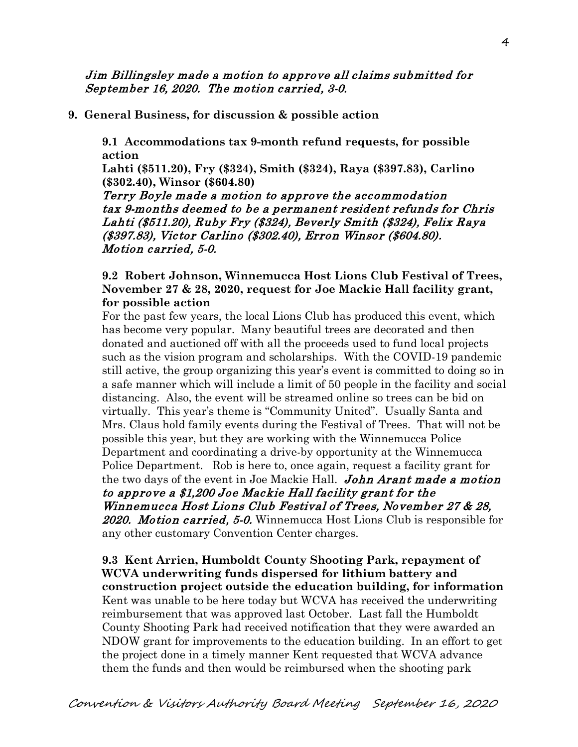*Jim Billingsley made a motion to approve all claims submitted for September 16, 2020. The motion carried, 3-0.*

**9. General Business, for discussion & possible action**

**9.1 Accommodations tax 9-month refund requests, for possible action**
**Lahti ($511.20), Fry ($324), Smith ($324), Raya ($397.83), Carlino ($302.40), Winsor ($604.80)**
*Terry Boyle made a motion to approve the accommodation tax 9-months deemed to be a permanent resident refunds for Chris Lahti ($511.20), Ruby Fry ($324), Beverly Smith ($324), Felix Raya ($397.83), Victor Carlino ($302.40), Erron Winsor ($604.80). Motion carried, 5-0.*

**9.2 Robert Johnson, Winnemucca Host Lions Club Festival of Trees, November 27 & 28, 2020, request for Joe Mackie Hall facility grant, for possible action**
For the past few years, the local Lions Club has produced this event, which has become very popular. Many beautiful trees are decorated and then donated and auctioned off with all the proceeds used to fund local projects such as the vision program and scholarships. With the COVID-19 pandemic still active, the group organizing this year's event is committed to doing so in a safe manner which will include a limit of 50 people in the facility and social distancing. Also, the event will be streamed online so trees can be bid on virtually. This year's theme is "Community United". Usually Santa and Mrs. Claus hold family events during the Festival of Trees. That will not be possible this year, but they are working with the Winnemucca Police Department and coordinating a drive-by opportunity at the Winnemucca Police Department. Rob is here to, once again, request a facility grant for the two days of the event in Joe Mackie Hall. ***John Arant made a motion to approve a $1,200 Joe Mackie Hall facility grant for the Winnemucca Host Lions Club Festival of Trees, November 27 & 28, 2020. Motion carried, 5-0.*** Winnemucca Host Lions Club is responsible for any other customary Convention Center charges.

**9.3 Kent Arrien, Humboldt County Shooting Park, repayment of WCVA underwriting funds dispersed for lithium battery and construction project outside the education building, for information**
Kent was unable to be here today but WCVA has received the underwriting reimbursement that was approved last October. Last fall the Humboldt County Shooting Park had received notification that they were awarded an NDOW grant for improvements to the education building. In an effort to get the project done in a timely manner Kent requested that WCVA advance them the funds and then would be reimbursed when the shooting park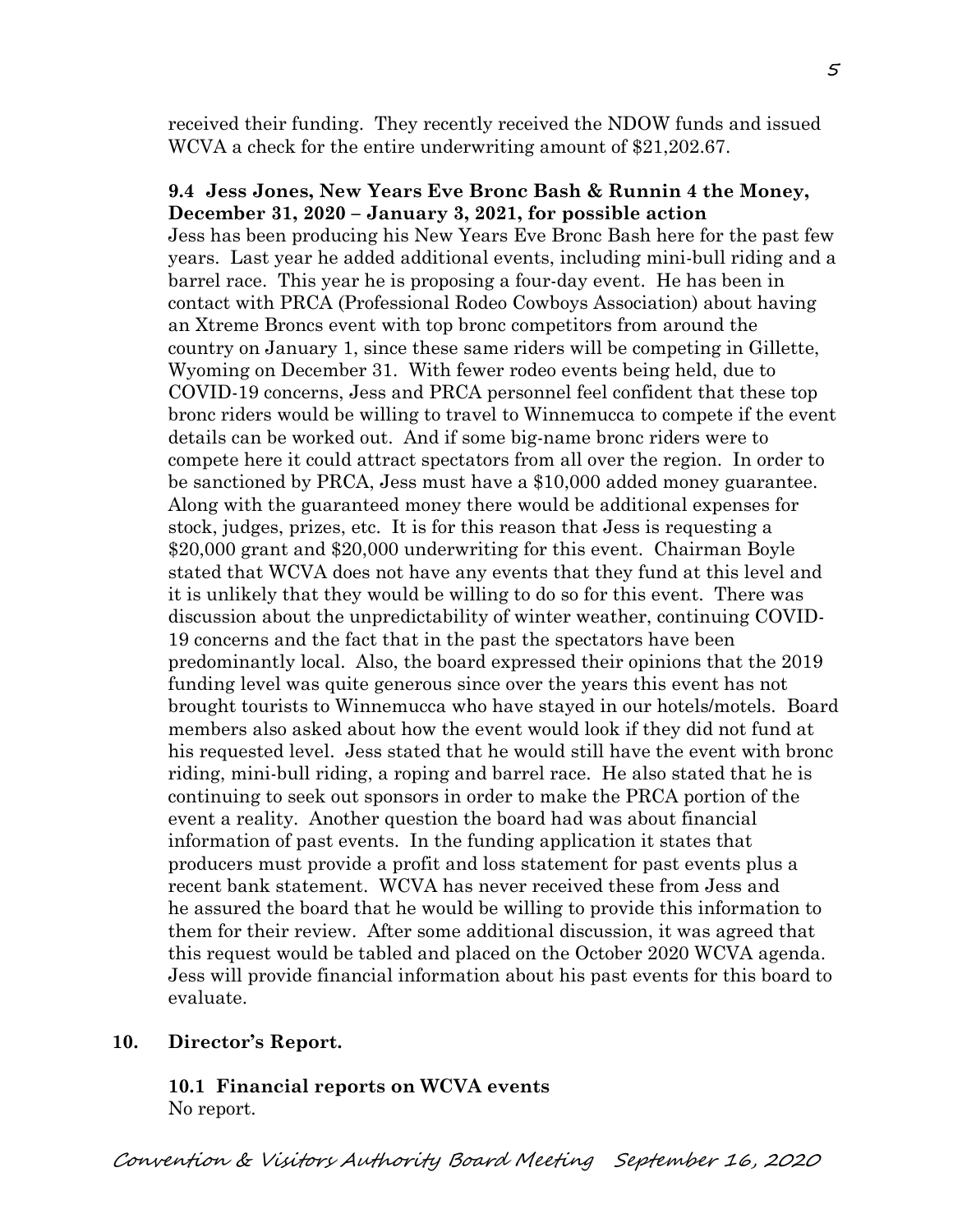received their funding. They recently received the NDOW funds and issued WCVA a check for the entire underwriting amount of $21,202.67.

**9.4 Jess Jones, New Years Eve Bronc Bash & Runnin 4 the Money, December 31, 2020 – January 3, 2021, for possible action**

Jess has been producing his New Years Eve Bronc Bash here for the past few years. Last year he added additional events, including mini-bull riding and a barrel race. This year he is proposing a four-day event. He has been in contact with PRCA (Professional Rodeo Cowboys Association) about having an Xtreme Broncs event with top bronc competitors from around the country on January 1, since these same riders will be competing in Gillette, Wyoming on December 31. With fewer rodeo events being held, due to COVID-19 concerns, Jess and PRCA personnel feel confident that these top bronc riders would be willing to travel to Winnemucca to compete if the event details can be worked out. And if some big-name bronc riders were to compete here it could attract spectators from all over the region. In order to be sanctioned by PRCA, Jess must have a $10,000 added money guarantee. Along with the guaranteed money there would be additional expenses for stock, judges, prizes, etc. It is for this reason that Jess is requesting a $20,000 grant and $20,000 underwriting for this event. Chairman Boyle stated that WCVA does not have any events that they fund at this level and it is unlikely that they would be willing to do so for this event. There was discussion about the unpredictability of winter weather, continuing COVID-19 concerns and the fact that in the past the spectators have been predominantly local. Also, the board expressed their opinions that the 2019 funding level was quite generous since over the years this event has not brought tourists to Winnemucca who have stayed in our hotels/motels. Board members also asked about how the event would look if they did not fund at his requested level. Jess stated that he would still have the event with bronc riding, mini-bull riding, a roping and barrel race. He also stated that he is continuing to seek out sponsors in order to make the PRCA portion of the event a reality. Another question the board had was about financial information of past events. In the funding application it states that producers must provide a profit and loss statement for past events plus a recent bank statement. WCVA has never received these from Jess and he assured the board that he would be willing to provide this information to them for their review. After some additional discussion, it was agreed that this request would be tabled and placed on the October 2020 WCVA agenda. Jess will provide financial information about his past events for this board to evaluate.

**10. Director's Report.**

**10.1 Financial reports on WCVA events**

No report.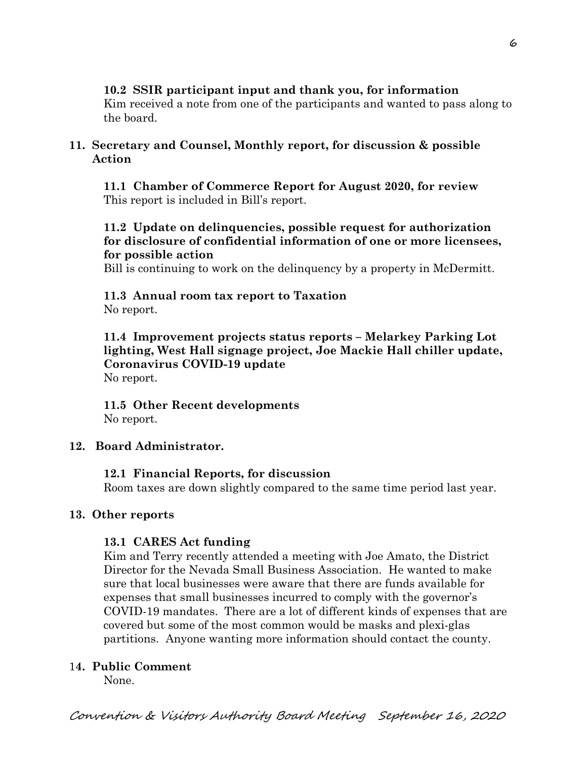**10.2 SSIR participant input and thank you, for information**

Kim received a note from one of the participants and wanted to pass along to the board.

## 11. Secretary and Counsel, Monthly report, for discussion & possible Action

**11.1 Chamber of Commerce Report for August 2020, for review**

This report is included in Bill's report.

**11.2 Update on delinquencies, possible request for authorization for disclosure of confidential information of one or more licensees, for possible action**

Bill is continuing to work on the delinquency by a property in McDermitt.

**11.3 Annual room tax report to Taxation**

No report.

**11.4 Improvement projects status reports – Melarkey Parking Lot lighting, West Hall signage project, Joe Mackie Hall chiller update, Coronavirus COVID-19 update**

No report.

**11.5 Other Recent developments**

No report.

## 12. Board Administrator.

**12.1 Financial Reports, for discussion**

Room taxes are down slightly compared to the same time period last year.

## 13. Other reports

**13.1 CARES Act funding**

Kim and Terry recently attended a meeting with Joe Amato, the District Director for the Nevada Small Business Association. He wanted to make sure that local businesses were aware that there are funds available for expenses that small businesses incurred to comply with the governor's COVID-19 mandates. There are a lot of different kinds of expenses that are covered but some of the most common would be masks and plexi-glas partitions. Anyone wanting more information should contact the county.

## 14. Public Comment

None.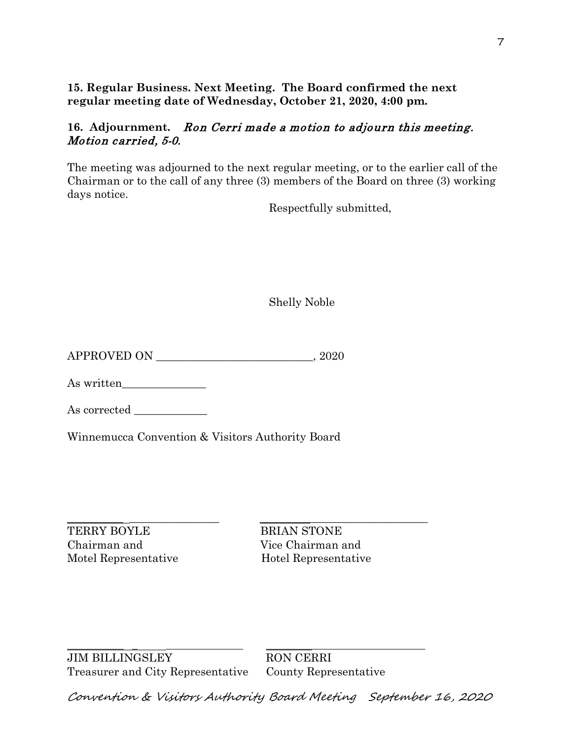**15. Regular Business. Next Meeting. The Board confirmed the next regular meeting date of Wednesday, October 21, 2020, 4:00 pm.**

**16. Adjournment.** *Ron Cerri made a motion to adjourn this meeting. Motion carried, 5-0.*

The meeting was adjourned to the next regular meeting, or to the earlier call of the Chairman or to the call of any three (3) members of the Board on three (3) working days notice.

Respectfully submitted,

Shelly Noble

APPROVED ON ____________________________, 2020

As written_______________

As corrected _____________

Winnemucca Convention & Visitors Authority Board

_____________________________

TERRY BOYLE
Chairman and
Motel Representative

_____________________________

BRIAN STONE
Vice Chairman and
Hotel Representative

_____________________________

JIM BILLINGSLEY
Treasurer and City Representative

_____________________________

RON CERRI
County Representative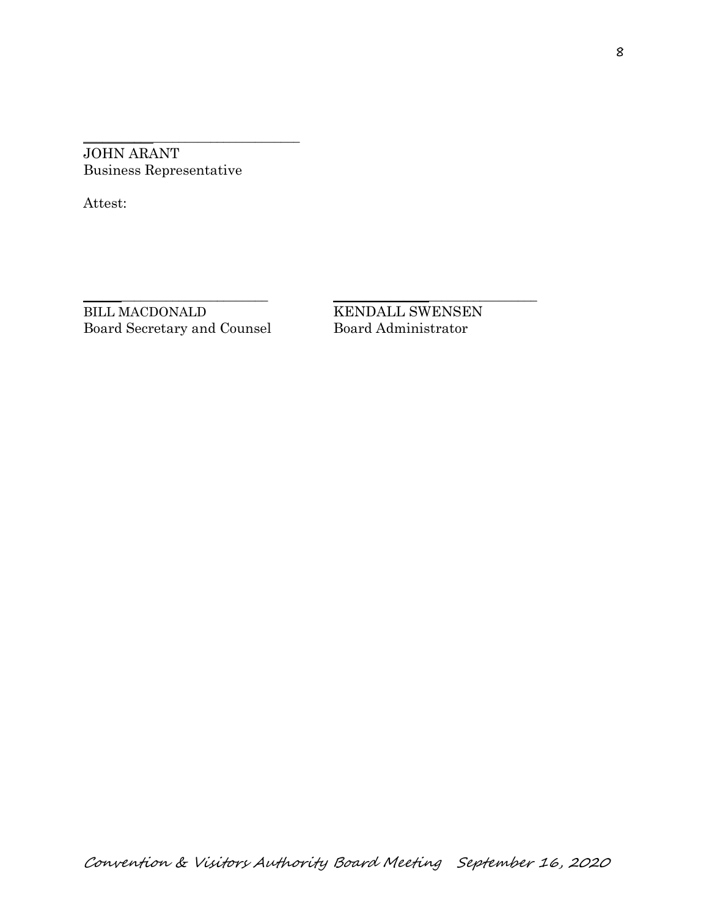\_\_\_\_\_\_\_\_\_\_\_\_\_\_\_\_\_\_\_\_\_\_\_\_\_\_\_\_\_\_

JOHN ARANT
Business Representative

Attest:

\_\_\_\_\_\_\_\_\_\_\_\_\_\_\_\_\_\_\_\_\_\_\_\_\_\_\_\_\_\_

BILL MACDONALD
Board Secretary and Counsel

\_\_\_\_\_\_\_\_\_\_\_\_\_\_\_\_\_\_\_\_\_\_\_\_\_\_\_\_\_\_

KENDALL SWENSEN
Board Administrator